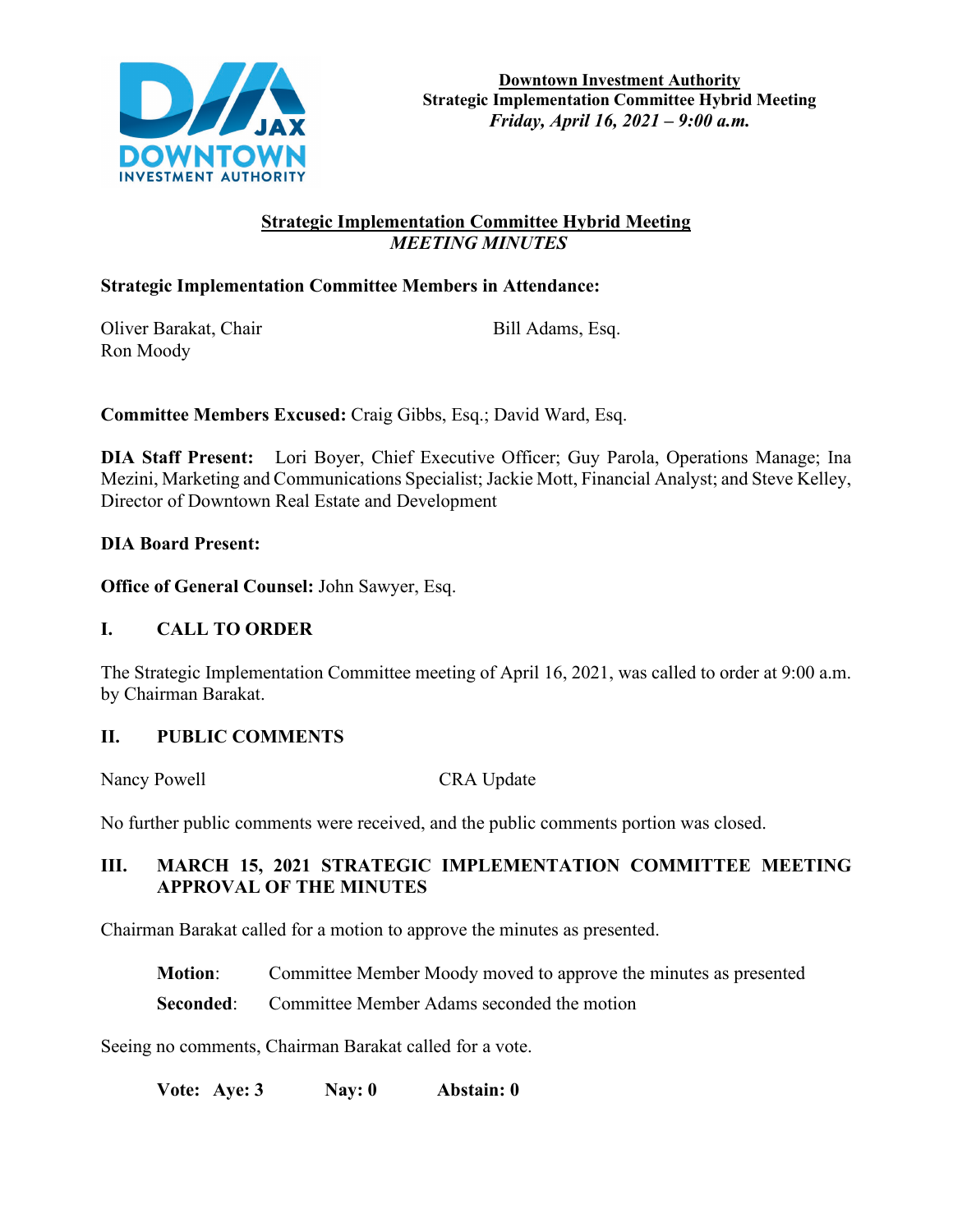**Downtown Investment Authority**
**Strategic Implementation Committee Hybrid Meeting**
***Friday, April 16, 2021 – 9:00 a.m.***

## Strategic Implementation Committee Hybrid Meeting
***MEETING MINUTES***

**Strategic Implementation Committee Members in Attendance:**

Oliver Barakat, Chair
Ron Moody
Bill Adams, Esq.

**Committee Members Excused:** Craig Gibbs, Esq.; David Ward, Esq.

**DIA Staff Present:** Lori Boyer, Chief Executive Officer; Guy Parola, Operations Manage; Ina Mezini, Marketing and Communications Specialist; Jackie Mott, Financial Analyst; and Steve Kelley, Director of Downtown Real Estate and Development

**DIA Board Present:**

**Office of General Counsel:** John Sawyer, Esq.

## I. CALL TO ORDER

The Strategic Implementation Committee meeting of April 16, 2021, was called to order at 9:00 a.m. by Chairman Barakat.

## II. PUBLIC COMMENTS

Nancy Powell CRA Update

No further public comments were received, and the public comments portion was closed.

## III. MARCH 15, 2021 STRATEGIC IMPLEMENTATION COMMITTEE MEETING APPROVAL OF THE MINUTES

Chairman Barakat called for a motion to approve the minutes as presented.

**Motion**: Committee Member Moody moved to approve the minutes as presented

**Seconded**: Committee Member Adams seconded the motion

Seeing no comments, Chairman Barakat called for a vote.

**Vote: Aye: 3 Nay: 0 Abstain: 0**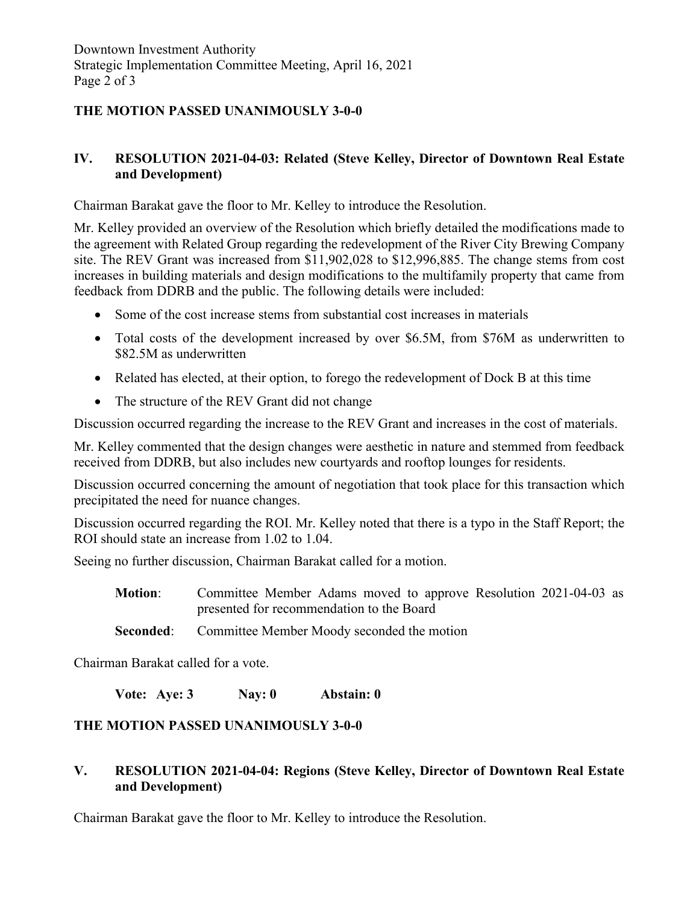**THE MOTION PASSED UNANIMOUSLY 3-0-0**

## IV. RESOLUTION 2021-04-03: Related (Steve Kelley, Director of Downtown Real Estate and Development)

Chairman Barakat gave the floor to Mr. Kelley to introduce the Resolution.

Mr. Kelley provided an overview of the Resolution which briefly detailed the modifications made to the agreement with Related Group regarding the redevelopment of the River City Brewing Company site. The REV Grant was increased from $11,902,028 to $12,996,885. The change stems from cost increases in building materials and design modifications to the multifamily property that came from feedback from DDRB and the public. The following details were included:

- Some of the cost increase stems from substantial cost increases in materials
- Total costs of the development increased by over $6.5M, from $76M as underwritten to $82.5M as underwritten
- Related has elected, at their option, to forego the redevelopment of Dock B at this time
- The structure of the REV Grant did not change

Discussion occurred regarding the increase to the REV Grant and increases in the cost of materials.

Mr. Kelley commented that the design changes were aesthetic in nature and stemmed from feedback received from DDRB, but also includes new courtyards and rooftop lounges for residents.

Discussion occurred concerning the amount of negotiation that took place for this transaction which precipitated the need for nuance changes.

Discussion occurred regarding the ROI. Mr. Kelley noted that there is a typo in the Staff Report; the ROI should state an increase from 1.02 to 1.04.

Seeing no further discussion, Chairman Barakat called for a motion.

**Motion**: Committee Member Adams moved to approve Resolution 2021-04-03 as presented for recommendation to the Board

**Seconded**: Committee Member Moody seconded the motion

Chairman Barakat called for a vote.

**Vote: Aye: 3 Nay: 0 Abstain: 0**

**THE MOTION PASSED UNANIMOUSLY 3-0-0**

## V. RESOLUTION 2021-04-04: Regions (Steve Kelley, Director of Downtown Real Estate and Development)

Chairman Barakat gave the floor to Mr. Kelley to introduce the Resolution.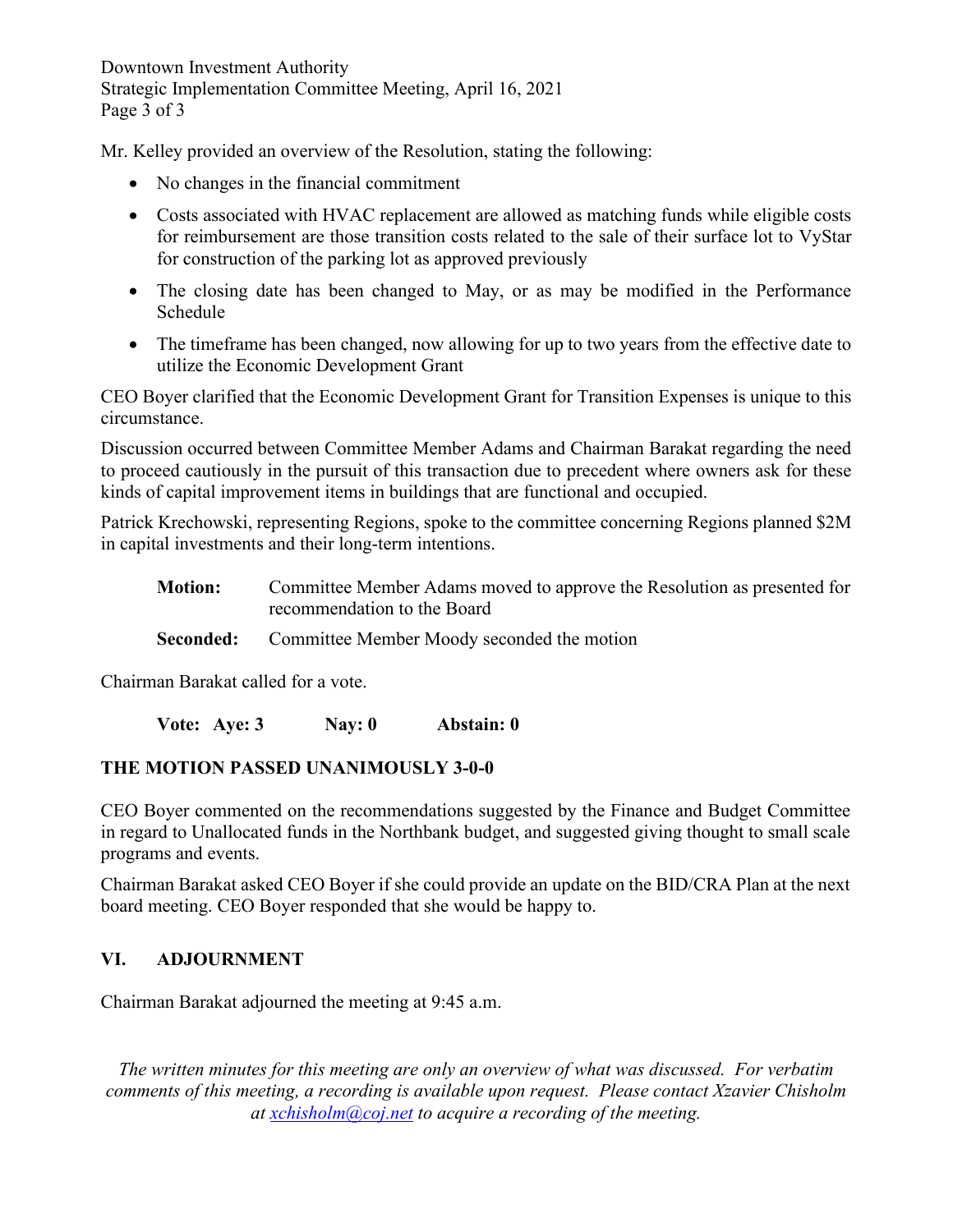Mr. Kelley provided an overview of the Resolution, stating the following:

- No changes in the financial commitment
- Costs associated with HVAC replacement are allowed as matching funds while eligible costs for reimbursement are those transition costs related to the sale of their surface lot to VyStar for construction of the parking lot as approved previously
- The closing date has been changed to May, or as may be modified in the Performance Schedule
- The timeframe has been changed, now allowing for up to two years from the effective date to utilize the Economic Development Grant

CEO Boyer clarified that the Economic Development Grant for Transition Expenses is unique to this circumstance.

Discussion occurred between Committee Member Adams and Chairman Barakat regarding the need to proceed cautiously in the pursuit of this transaction due to precedent where owners ask for these kinds of capital improvement items in buildings that are functional and occupied.

Patrick Krechowski, representing Regions, spoke to the committee concerning Regions planned $2M in capital investments and their long-term intentions.

**Motion:** Committee Member Adams moved to approve the Resolution as presented for recommendation to the Board

**Seconded:** Committee Member Moody seconded the motion

Chairman Barakat called for a vote.

**Vote: Aye: 3 Nay: 0 Abstain: 0**

**THE MOTION PASSED UNANIMOUSLY 3-0-0**

CEO Boyer commented on the recommendations suggested by the Finance and Budget Committee in regard to Unallocated funds in the Northbank budget, and suggested giving thought to small scale programs and events.

Chairman Barakat asked CEO Boyer if she could provide an update on the BID/CRA Plan at the next board meeting. CEO Boyer responded that she would be happy to.

## VI. ADJOURNMENT

Chairman Barakat adjourned the meeting at 9:45 a.m.

*The written minutes for this meeting are only an overview of what was discussed. For verbatim comments of this meeting, a recording is available upon request. Please contact Xzavier Chisholm at xchisholm@coj.net to acquire a recording of the meeting.*